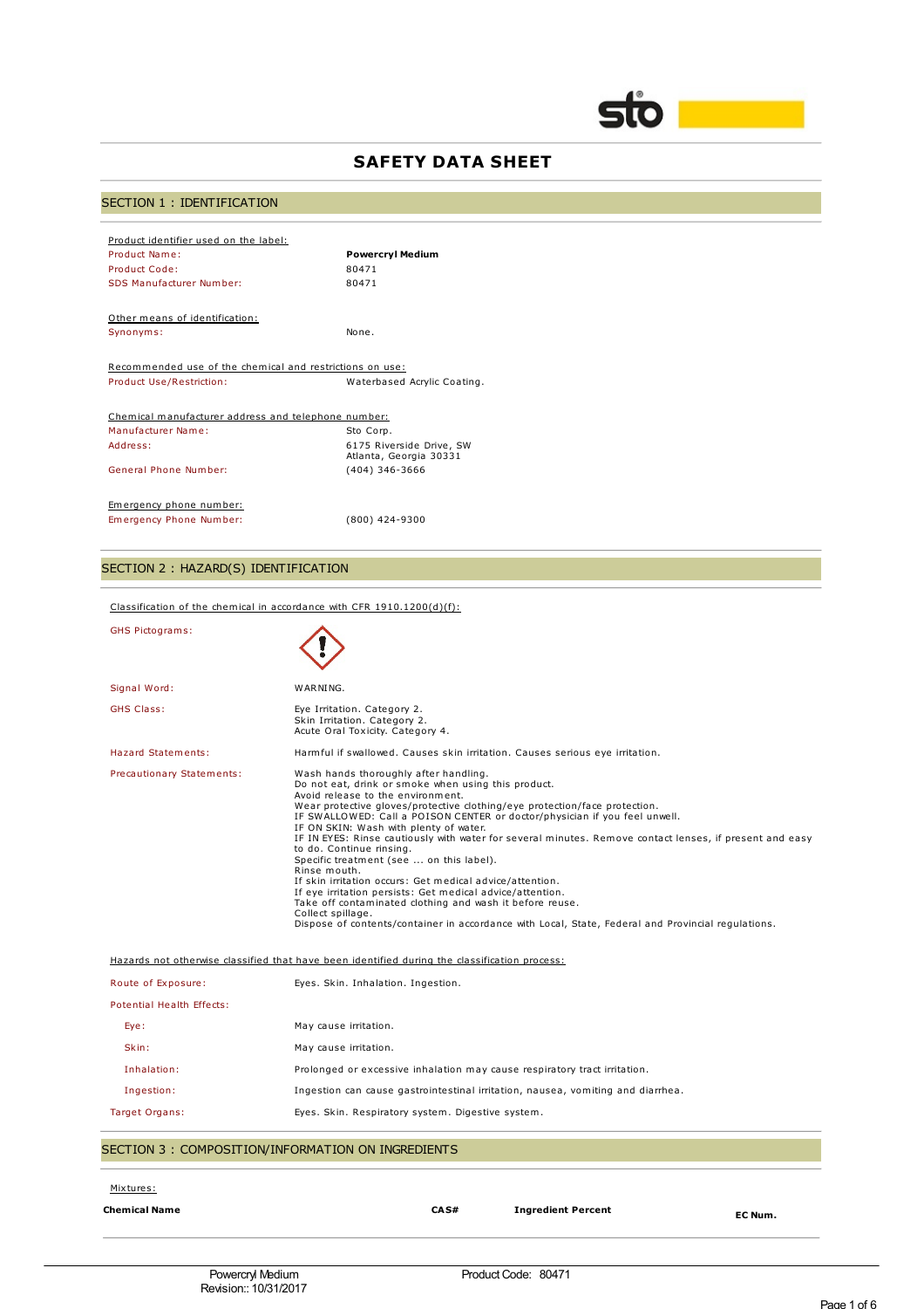# SAFETY DATA SHEET

## SECTION 1 : IDENTIFICATION

Product identifier used on the label:

| | |
|---|---|
| Product Name: | **Powercryl Medium** |
| Product Code: | 80471 |
| SDS Manufacturer Number: | 80471 |

Other means of identification:

| | |
|---|---|
| Synonyms: | None. |

Recommended use of the chemical and restrictions on use:

| | |
|---|---|
| Product Use/Restriction: | Waterbased Acrylic Coating. |

Chemical manufacturer address and telephone number:

| | |
|---|---|
| Manufacturer Name: | Sto Corp. |
| Address: | 6175 Riverside Drive, SW<br>Atlanta, Georgia 30331 |
| General Phone Number: | (404) 346-3666 |

Emergency phone number:

| | |
|---|---|
| Emergency Phone Number: | (800) 424-9300 |

## SECTION 2 : HAZARD(S) IDENTIFICATION

Classification of the chemical in accordance with CFR 1910.1200(d)(f):

GHS Pictograms:

Signal Word: WARNING.

GHS Class:
Eye Irritation. Category 2.
Skin Irritation. Category 2.
Acute Oral Toxicity. Category 4.

Hazard Statements: Harmful if swallowed. Causes skin irritation. Causes serious eye irritation.

Precautionary Statements:
Wash hands thoroughly after handling.
Do not eat, drink or smoke when using this product.
Avoid release to the environment.
Wear protective gloves/protective clothing/eye protection/face protection.
IF SWALLOWED: Call a POISON CENTER or doctor/physician if you feel unwell.
IF ON SKIN: Wash with plenty of water.
IF IN EYES: Rinse cautiously with water for several minutes. Remove contact lenses, if present and easy to do. Continue rinsing.
Specific treatment (see ... on this label).
Rinse mouth.
If skin irritation occurs: Get medical advice/attention.
If eye irritation persists: Get medical advice/attention.
Take off contaminated clothing and wash it before reuse.
Collect spillage.
Dispose of contents/container in accordance with Local, State, Federal and Provincial regulations.

Hazards not otherwise classified that have been identified during the classification process:

| | |
|---|---|
| Route of Exposure: | Eyes. Skin. Inhalation. Ingestion. |
| Potential Health Effects: | |
| Eye: | May cause irritation. |
| Skin: | May cause irritation. |
| Inhalation: | Prolonged or excessive inhalation may cause respiratory tract irritation. |
| Ingestion: | Ingestion can cause gastrointestinal irritation, nausea, vomiting and diarrhea. |
| Target Organs: | Eyes. Skin. Respiratory system. Digestive system. |

## SECTION 3 : COMPOSITION/INFORMATION ON INGREDIENTS

Mixtures:

| Chemical Name | CAS# | Ingredient Percent | EC Num. |
|---|---|---|---|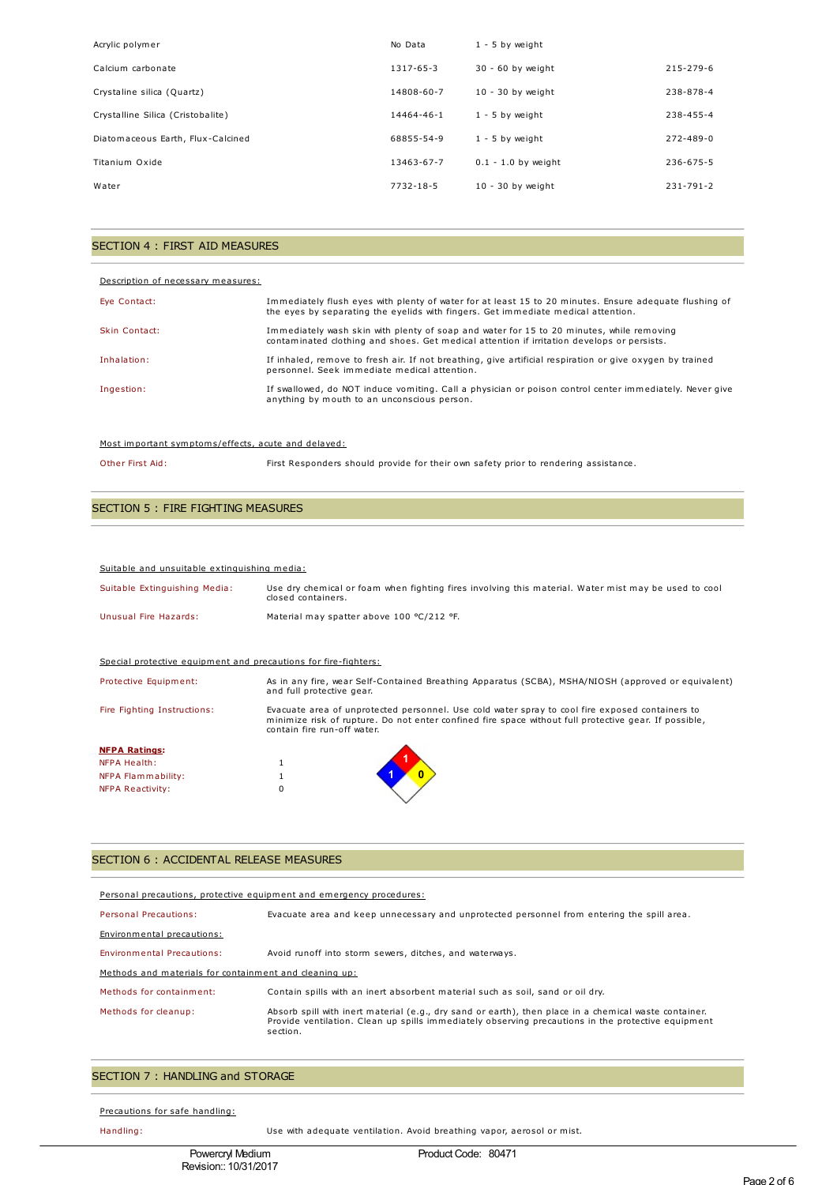| | | | |
|---|---|---|---|
| Acrylic polymer | No Data | 1 - 5 by weight | |
| Calcium carbonate | 1317-65-3 | 30 - 60 by weight | 215-279-6 |
| Crystaline silica (Quartz) | 14808-60-7 | 10 - 30 by weight | 238-878-4 |
| Crystalline Silica (Cristobalite) | 14464-46-1 | 1 - 5 by weight | 238-455-4 |
| Diatomaceous Earth, Flux-Calcined | 68855-54-9 | 1 - 5 by weight | 272-489-0 |
| Titanium Oxide | 13463-67-7 | 0.1 - 1.0 by weight | 236-675-5 |
| Water | 7732-18-5 | 10 - 30 by weight | 231-791-2 |

## SECTION 4 : FIRST AID MEASURES

Description of necessary measures:

| | |
|---|---|
| Eye Contact: | Immediately flush eyes with plenty of water for at least 15 to 20 minutes. Ensure adequate flushing of the eyes by separating the eyelids with fingers. Get immediate medical attention. |
| Skin Contact: | Immediately wash skin with plenty of soap and water for 15 to 20 minutes, while removing contaminated clothing and shoes. Get medical attention if irritation develops or persists. |
| Inhalation: | If inhaled, remove to fresh air. If not breathing, give artificial respiration or give oxygen by trained personnel. Seek immediate medical attention. |
| Ingestion: | If swallowed, do NOT induce vomiting. Call a physician or poison control center immediately. Never give anything by mouth to an unconscious person. |

Most important symptoms/effects, acute and delayed:

| | |
|---|---|
| Other First Aid: | First Responders should provide for their own safety prior to rendering assistance. |

## SECTION 5 : FIRE FIGHTING MEASURES

Suitable and unsuitable extinguishing media:

| | |
|---|---|
| Suitable Extinguishing Media: | Use dry chemical or foam when fighting fires involving this material. Water mist may be used to cool closed containers. |
| Unusual Fire Hazards: | Material may spatter above 100 °C/212 °F. |

Special protective equipment and precautions for fire-fighters:

| | |
|---|---|
| Protective Equipment: | As in any fire, wear Self-Contained Breathing Apparatus (SCBA), MSHA/NIOSH (approved or equivalent) and full protective gear. |
| Fire Fighting Instructions: | Evacuate area of unprotected personnel. Use cold water spray to cool fire exposed containers to minimize risk of rupture. Do not enter confined fire space without full protective gear. If possible, contain fire run-off water. |

**NFPA Ratings:**

| | |
|---|---|
| NFPA Health: | 1 |
| NFPA Flammability: | 1 |
| NFPA Reactivity: | 0 |

## SECTION 6 : ACCIDENTAL RELEASE MEASURES

Personal precautions, protective equipment and emergency procedures:

| | |
|---|---|
| Personal Precautions: | Evacuate area and keep unnecessary and unprotected personnel from entering the spill area. |

Environmental precautions:

| | |
|---|---|
| Environmental Precautions: | Avoid runoff into storm sewers, ditches, and waterways. |

Methods and materials for containment and cleaning up:

| | |
|---|---|
| Methods for containment: | Contain spills with an inert absorbent material such as soil, sand or oil dry. |
| Methods for cleanup: | Absorb spill with inert material (e.g., dry sand or earth), then place in a chemical waste container. Provide ventilation. Clean up spills immediately observing precautions in the protective equipment section. |

## SECTION 7 : HANDLING and STORAGE

Precautions for safe handling:

| | |
|---|---|
| Handling: | Use with adequate ventilation. Avoid breathing vapor, aerosol or mist. |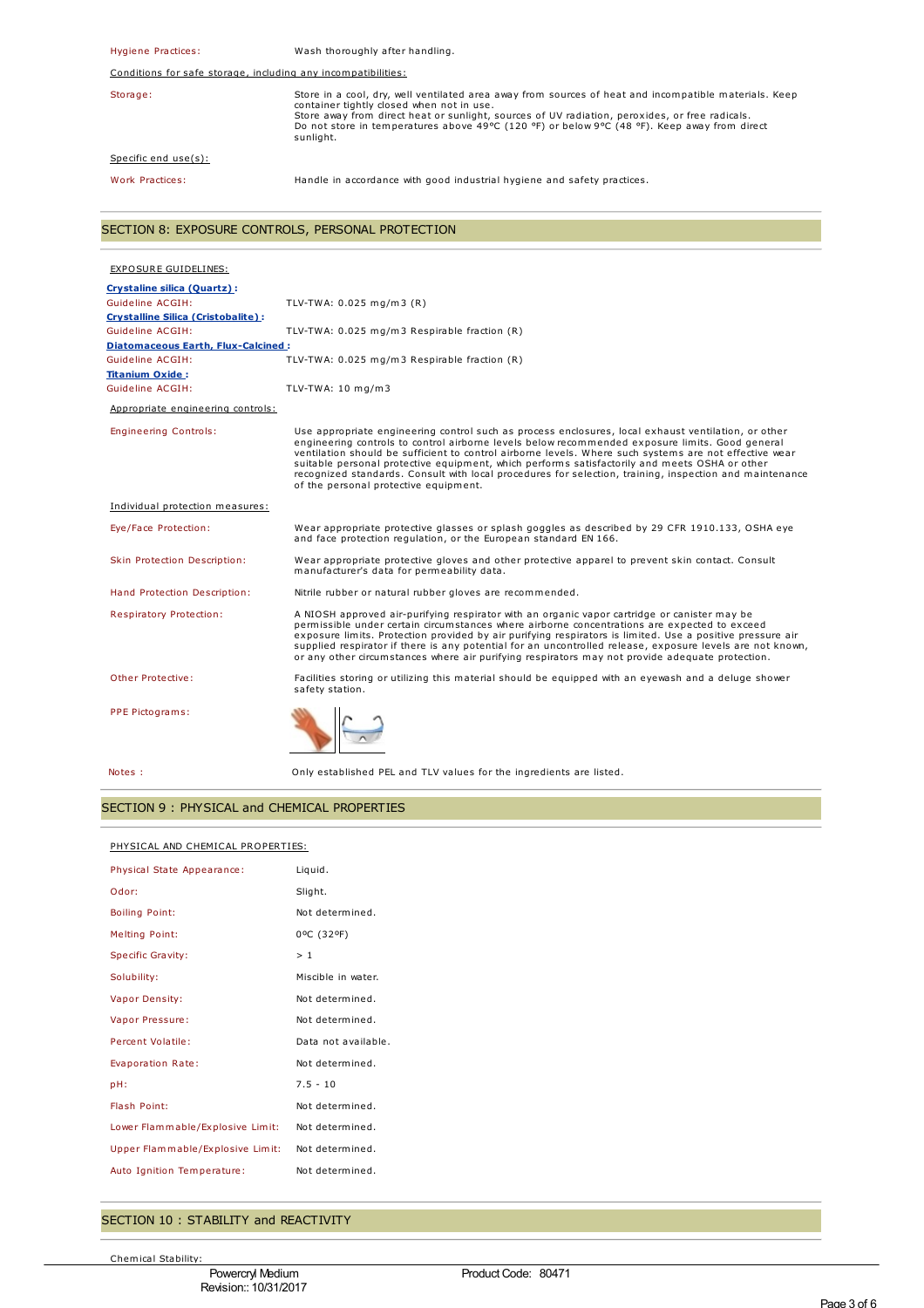Hygiene Practices: Wash thoroughly after handling.

Conditions for safe storage, including any incompatibilities:

Storage: Store in a cool, dry, well ventilated area away from sources of heat and incompatible materials. Keep container tightly closed when not in use.
Store away from direct heat or sunlight, sources of UV radiation, peroxides, or free radicals.
Do not store in temperatures above 49°C (120 °F) or below 9°C (48 °F). Keep away from direct sunlight.

Specific end use(s):

Work Practices: Handle in accordance with good industrial hygiene and safety practices.

## SECTION 8: EXPOSURE CONTROLS, PERSONAL PROTECTION

EXPOSURE GUIDELINES:

**Crystaline silica (Quartz) :**

| | |
|---|---|
| Guideline ACGIH: | TLV-TWA: 0.025 mg/m3 (R) |

**Crystalline Silica (Cristobalite) :**

| | |
|---|---|
| Guideline ACGIH: | TLV-TWA: 0.025 mg/m3 Respirable fraction (R) |

**Diatomaceous Earth, Flux-Calcined :**

| | |
|---|---|
| Guideline ACGIH: | TLV-TWA: 0.025 mg/m3 Respirable fraction (R) |

**Titanium Oxide :**

| | |
|---|---|
| Guideline ACGIH: | TLV-TWA: 10 mg/m3 |

Appropriate engineering controls:

Engineering Controls: Use appropriate engineering control such as process enclosures, local exhaust ventilation, or other engineering controls to control airborne levels below recommended exposure limits. Good general ventilation should be sufficient to control airborne levels. Where such systems are not effective wear suitable personal protective equipment, which performs satisfactorily and meets OSHA or other recognized standards. Consult with local procedures for selection, training, inspection and maintenance of the personal protective equipment.

Individual protection measures:

Eye/Face Protection: Wear appropriate protective glasses or splash goggles as described by 29 CFR 1910.133, OSHA eye and face protection regulation, or the European standard EN 166.

Skin Protection Description: Wear appropriate protective gloves and other protective apparel to prevent skin contact. Consult manufacturer's data for permeability data.

Hand Protection Description: Nitrile rubber or natural rubber gloves are recommended.

Respiratory Protection: A NIOSH approved air-purifying respirator with an organic vapor cartridge or canister may be permissible under certain circumstances where airborne concentrations are expected to exceed exposure limits. Protection provided by air purifying respirators is limited. Use a positive pressure air supplied respirator if there is any potential for an uncontrolled release, exposure levels are not known, or any other circumstances where air purifying respirators may not provide adequate protection.

Other Protective: Facilities storing or utilizing this material should be equipped with an eyewash and a deluge shower safety station.

PPE Pictograms:

Notes : Only established PEL and TLV values for the ingredients are listed.

## SECTION 9 : PHYSICAL and CHEMICAL PROPERTIES

PHYSICAL AND CHEMICAL PROPERTIES:

| | |
|---|---|
| Physical State Appearance: | Liquid. |
| Odor: | Slight. |
| Boiling Point: | Not determined. |
| Melting Point: | 0ºC (32ºF) |
| Specific Gravity: | > 1 |
| Solubility: | Miscible in water. |
| Vapor Density: | Not determined. |
| Vapor Pressure: | Not determined. |
| Percent Volatile: | Data not available. |
| Evaporation Rate: | Not determined. |
| pH: | 7.5 - 10 |
| Flash Point: | Not determined. |
| Lower Flammable/Explosive Limit: | Not determined. |
| Upper Flammable/Explosive Limit: | Not determined. |
| Auto Ignition Temperature: | Not determined. |

## SECTION 10 : STABILITY and REACTIVITY

Chemical Stability: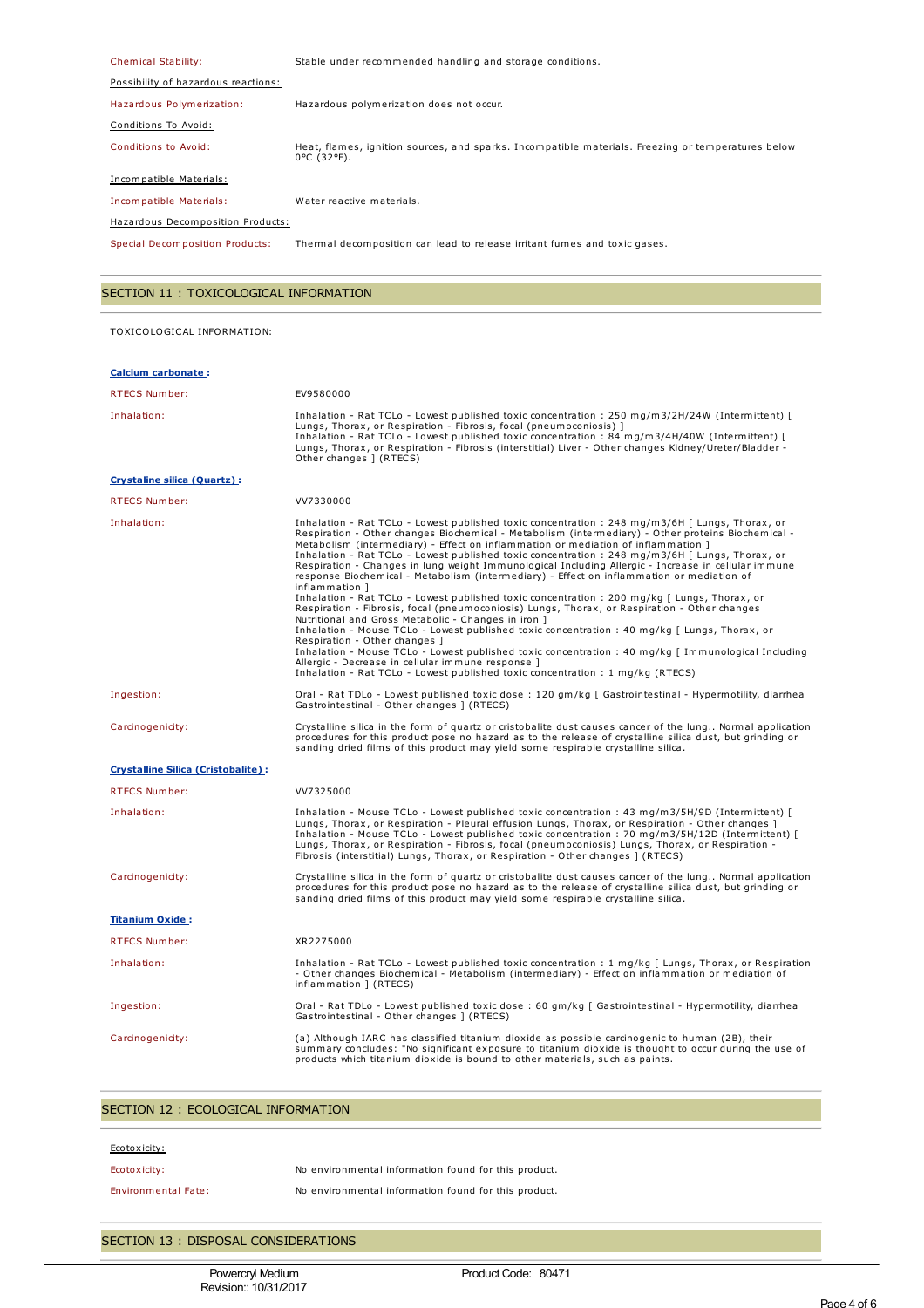| | |
|---|---|
| Chemical Stability: | Stable under recommended handling and storage conditions. |

Possibility of hazardous reactions:

| | |
|---|---|
| Hazardous Polymerization: | Hazardous polymerization does not occur. |

Conditions To Avoid:

| | |
|---|---|
| Conditions to Avoid: | Heat, flames, ignition sources, and sparks. Incompatible materials. Freezing or temperatures below 0°C (32°F). |

Incompatible Materials:

| | |
|---|---|
| Incompatible Materials: | Water reactive materials. |

Hazardous Decomposition Products:

| | |
|---|---|
| Special Decomposition Products: | Thermal decomposition can lead to release irritant fumes and toxic gases. |

## SECTION 11 : TOXICOLOGICAL INFORMATION

TOXICOLOGICAL INFORMATION:

**Calcium carbonate :**

| | |
|---|---|
| RTECS Number: | EV9580000 |
| Inhalation: | Inhalation - Rat TCLo - Lowest published toxic concentration : 250 mg/m3/2H/24W (Intermittent) [ Lungs, Thorax, or Respiration - Fibrosis, focal (pneumoconiosis) ] Inhalation - Rat TCLo - Lowest published toxic concentration : 84 mg/m3/4H/40W (Intermittent) [ Lungs, Thorax, or Respiration - Fibrosis (interstitial) Liver - Other changes Kidney/Ureter/Bladder - Other changes ] (RTECS) |

**Crystaline silica (Quartz) :**

| | |
|---|---|
| RTECS Number: | VV7330000 |
| Inhalation: | Inhalation - Rat TCLo - Lowest published toxic concentration : 248 mg/m3/6H [ Lungs, Thorax, or Respiration - Other changes Biochemical - Metabolism (intermediary) - Other proteins Biochemical - Metabolism (intermediary) - Effect on inflammation or mediation of inflammation ] Inhalation - Rat TCLo - Lowest published toxic concentration : 248 mg/m3/6H [ Lungs, Thorax, or Respiration - Changes in lung weight Immunological Including Allergic - Increase in cellular immune response Biochemical - Metabolism (intermediary) - Effect on inflammation or mediation of inflammation ] Inhalation - Rat TCLo - Lowest published toxic concentration : 200 mg/kg [ Lungs, Thorax, or Respiration - Fibrosis, focal (pneumoconiosis) Lungs, Thorax, or Respiration - Other changes Nutritional and Gross Metabolic - Changes in iron ] Inhalation - Mouse TCLo - Lowest published toxic concentration : 40 mg/kg [ Lungs, Thorax, or Respiration - Other changes ] Inhalation - Mouse TCLo - Lowest published toxic concentration : 40 mg/kg [ Immunological Including Allergic - Decrease in cellular immune response ] Inhalation - Rat TCLo - Lowest published toxic concentration : 1 mg/kg (RTECS) |
| Ingestion: | Oral - Rat TDLo - Lowest published toxic dose : 120 gm/kg [ Gastrointestinal - Hypermotility, diarrhea Gastrointestinal - Other changes ] (RTECS) |
| Carcinogenicity: | Crystalline silica in the form of quartz or cristobalite dust causes cancer of the lung.. Normal application procedures for this product pose no hazard as to the release of crystalline silica dust, but grinding or sanding dried films of this product may yield some respirable crystalline silica. |

**Crystalline Silica (Cristobalite) :**

| | |
|---|---|
| RTECS Number: | VV7325000 |
| Inhalation: | Inhalation - Mouse TCLo - Lowest published toxic concentration : 43 mg/m3/5H/9D (Intermittent) [ Lungs, Thorax, or Respiration - Pleural effusion Lungs, Thorax, or Respiration - Other changes ] Inhalation - Mouse TCLo - Lowest published toxic concentration : 70 mg/m3/5H/12D (Intermittent) [ Lungs, Thorax, or Respiration - Fibrosis, focal (pneumoconiosis) Lungs, Thorax, or Respiration - Fibrosis (interstitial) Lungs, Thorax, or Respiration - Other changes ] (RTECS) |
| Carcinogenicity: | Crystalline silica in the form of quartz or cristobalite dust causes cancer of the lung.. Normal application procedures for this product pose no hazard as to the release of crystalline silica dust, but grinding or sanding dried films of this product may yield some respirable crystalline silica. |

**Titanium Oxide :**

| | |
|---|---|
| RTECS Number: | XR2275000 |
| Inhalation: | Inhalation - Rat TCLo - Lowest published toxic concentration : 1 mg/kg [ Lungs, Thorax, or Respiration - Other changes Biochemical - Metabolism (intermediary) - Effect on inflammation or mediation of inflammation ] (RTECS) |
| Ingestion: | Oral - Rat TDLo - Lowest published toxic dose : 60 gm/kg [ Gastrointestinal - Hypermotility, diarrhea Gastrointestinal - Other changes ] (RTECS) |
| Carcinogenicity: | (a) Although IARC has classified titanium dioxide as possible carcinogenic to human (2B), their summary concludes: "No significant exposure to titanium dioxide is thought to occur during the use of products which titanium dioxide is bound to other materials, such as paints. |

## SECTION 12 : ECOLOGICAL INFORMATION

Ecotoxicity:

| | |
|---|---|
| Ecotoxicity: | No environmental information found for this product. |
| Environmental Fate: | No environmental information found for this product. |

## SECTION 13 : DISPOSAL CONSIDERATIONS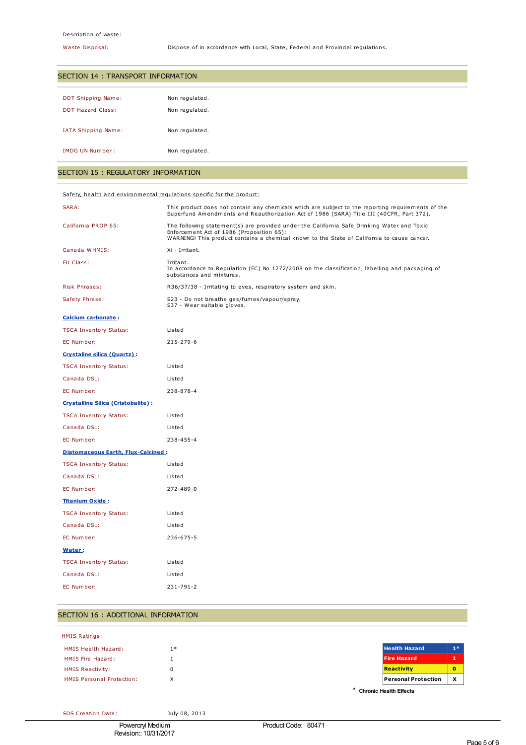Description of waste:

| | |
|---|---|
| Waste Disposal: | Dispose of in accordance with Local, State, Federal and Provincial regulations. |

## SECTION 14 : TRANSPORT INFORMATION

| | |
|---|---|
| DOT Shipping Name: | Non regulated. |
| DOT Hazard Class: | Non regulated. |
| IATA Shipping Name: | Non regulated. |
| IMDG UN Number : | Non regulated. |

## SECTION 15 : REGULATORY INFORMATION

Safety, health and environmental regulations specific for the product:

| | |
|---|---|
| SARA: | This product does not contain any chemicals which are subject to the reporting requirements of the Superfund Amendments and Reauthorization Act of 1986 (SARA) Title III (40CFR, Part 372). |
| California PROP 65: | The following statement(s) are provided under the California Safe Drinking Water and Toxic Enforcement Act of 1986 (Proposition 65): WARNING! This product contains a chemical known to the State of California to cause cancer. |
| Canada WHMIS: | Xi - Irritant. |
| EU Class: | Irritant. In accordance to Regulation (EC) No 1272/2008 on the classification, labelling and packaging of substances and mixtures. |
| Risk Phrases: | R36/37/38 - Irritating to eyes, respiratory system and skin. |
| Safety Phrase: | S23 - Do not breathe gas/fumes/vapour/spray. S37 - Wear suitable gloves. |

**Calcium carbonate :**

| | |
|---|---|
| TSCA Inventory Status: | Listed |
| EC Number: | 215-279-6 |

**Crystaline silica (Quartz) :**

| | |
|---|---|
| TSCA Inventory Status: | Listed |
| Canada DSL: | Listed |
| EC Number: | 238-878-4 |

**Crystalline Silica (Cristobalite) :**

| | |
|---|---|
| TSCA Inventory Status: | Listed |
| Canada DSL: | Listed |
| EC Number: | 238-455-4 |

**Diatomaceous Earth, Flux-Calcined :**

| | |
|---|---|
| TSCA Inventory Status: | Listed |
| Canada DSL: | Listed |
| EC Number: | 272-489-0 |

**Titanium Oxide :**

| | |
|---|---|
| TSCA Inventory Status: | Listed |
| Canada DSL: | Listed |
| EC Number: | 236-675-5 |

**Water :**

| | |
|---|---|
| TSCA Inventory Status: | Listed |
| Canada DSL: | Listed |
| EC Number: | 231-791-2 |

## SECTION 16 : ADDITIONAL INFORMATION

HMIS Ratings:

| | |
|---|---|
| HMIS Health Hazard: | 1* |
| HMIS Fire Hazard: | 1 |
| HMIS Reactivity: | 0 |
| HMIS Personal Protection: | X |

| | |
|---|---|
| Health Hazard | 1* |
| Fire Hazard | 1 |
| Reactivity | 0 |
| Personal Protection | X |

\* **Chronic Health Effects**

| | |
|---|---|
| SDS Creation Date: | July 08, 2013 |

Powercryl Medium
Revision:: 10/31/2017
Product Code: 80471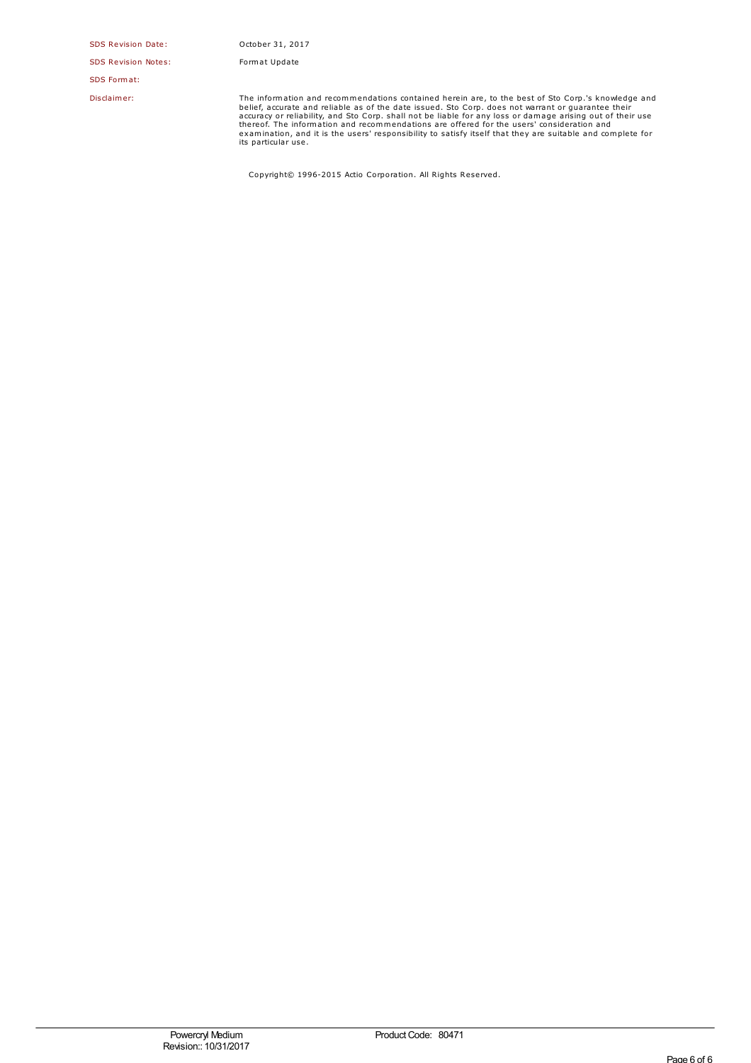| | |
|---|---|
| SDS Revision Date: | October 31, 2017 |
| SDS Revision Notes: | Format Update |
| SDS Format: | |
| Disclaimer: | The information and recommendations contained herein are, to the best of Sto Corp.'s knowledge and belief, accurate and reliable as of the date issued. Sto Corp. does not warrant or guarantee their accuracy or reliability, and Sto Corp. shall not be liable for any loss or damage arising out of their use thereof. The information and recommendations are offered for the users' consideration and examination, and it is the users' responsibility to satisfy itself that they are suitable and complete for its particular use. |

Copyright© 1996-2015 Actio Corporation. All Rights Reserved.